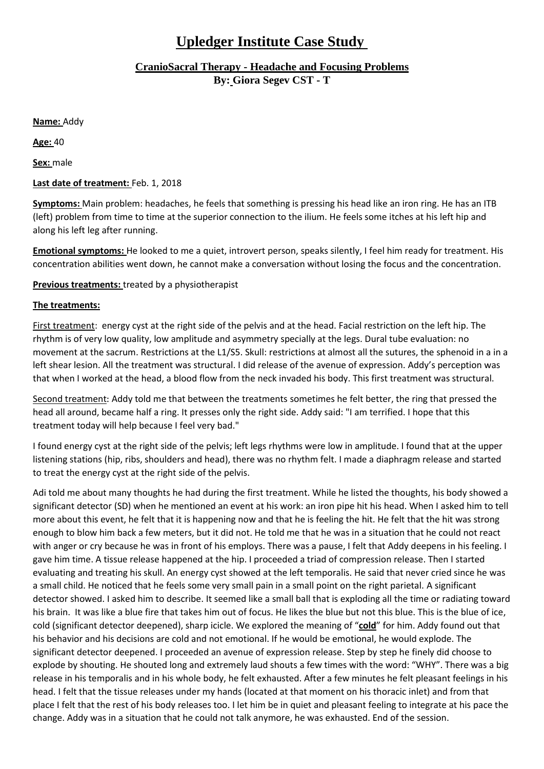# Upledger Institute Case Study

## CranioSacral Therapy - Headache and Focusing Problems

**By: Giora Segev CST - T**

**Name:** Addy

**Age:** 40

**Sex:** male

**Last date of treatment:** Feb. 1, 2018

**Symptoms:** Main problem: headaches, he feels that something is pressing his head like an iron ring. He has an ITB (left) problem from time to time at the superior connection to the ilium. He feels some itches at his left hip and along his left leg after running.

**Emotional symptoms:** He looked to me a quiet, introvert person, speaks silently, I feel him ready for treatment. His concentration abilities went down, he cannot make a conversation without losing the focus and the concentration.

**Previous treatments:** treated by a physiotherapist

**The treatments:**

First treatment: energy cyst at the right side of the pelvis and at the head. Facial restriction on the left hip. The rhythm is of very low quality, low amplitude and asymmetry specially at the legs. Dural tube evaluation: no movement at the sacrum. Restrictions at the L1/S5. Skull: restrictions at almost all the sutures, the sphenoid in a in a left shear lesion. All the treatment was structural. I did release of the avenue of expression. Addy's perception was that when I worked at the head, a blood flow from the neck invaded his body. This first treatment was structural.

Second treatment: Addy told me that between the treatments sometimes he felt better, the ring that pressed the head all around, became half a ring. It presses only the right side. Addy said: "I am terrified. I hope that this treatment today will help because I feel very bad."

I found energy cyst at the right side of the pelvis; left legs rhythms were low in amplitude. I found that at the upper listening stations (hip, ribs, shoulders and head), there was no rhythm felt. I made a diaphragm release and started to treat the energy cyst at the right side of the pelvis.

Adi told me about many thoughts he had during the first treatment. While he listed the thoughts, his body showed a significant detector (SD) when he mentioned an event at his work: an iron pipe hit his head. When I asked him to tell more about this event, he felt that it is happening now and that he is feeling the hit. He felt that the hit was strong enough to blow him back a few meters, but it did not. He told me that he was in a situation that he could not react with anger or cry because he was in front of his employs. There was a pause, I felt that Addy deepens in his feeling. I gave him time. A tissue release happened at the hip. I proceeded a triad of compression release. Then I started evaluating and treating his skull. An energy cyst showed at the left temporalis. He said that never cried since he was a small child. He noticed that he feels some very small pain in a small point on the right parietal. A significant detector showed. I asked him to describe. It seemed like a small ball that is exploding all the time or radiating toward his brain. It was like a blue fire that takes him out of focus. He likes the blue but not this blue. This is the blue of ice, cold (significant detector deepened), sharp icicle. We explored the meaning of "**cold**" for him. Addy found out that his behavior and his decisions are cold and not emotional. If he would be emotional, he would explode. The significant detector deepened. I proceeded an avenue of expression release. Step by step he finely did choose to explode by shouting. He shouted long and extremely laud shouts a few times with the word: "WHY". There was a big release in his temporalis and in his whole body, he felt exhausted. After a few minutes he felt pleasant feelings in his head. I felt that the tissue releases under my hands (located at that moment on his thoracic inlet) and from that place I felt that the rest of his body releases too. I let him be in quiet and pleasant feeling to integrate at his pace the change. Addy was in a situation that he could not talk anymore, he was exhausted. End of the session.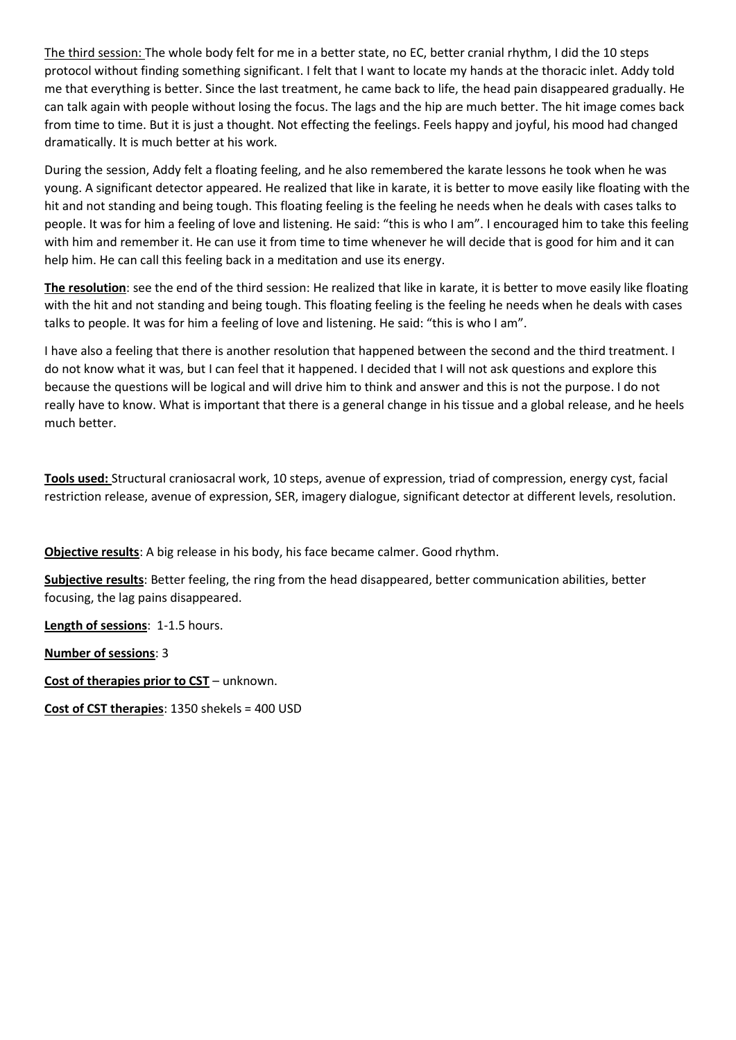The third session: The whole body felt for me in a better state, no EC, better cranial rhythm, I did the 10 steps protocol without finding something significant. I felt that I want to locate my hands at the thoracic inlet. Addy told me that everything is better. Since the last treatment, he came back to life, the head pain disappeared gradually. He can talk again with people without losing the focus. The lags and the hip are much better. The hit image comes back from time to time. But it is just a thought. Not effecting the feelings. Feels happy and joyful, his mood had changed dramatically. It is much better at his work.

During the session, Addy felt a floating feeling, and he also remembered the karate lessons he took when he was young. A significant detector appeared. He realized that like in karate, it is better to move easily like floating with the hit and not standing and being tough. This floating feeling is the feeling he needs when he deals with cases talks to people. It was for him a feeling of love and listening. He said: "this is who I am". I encouraged him to take this feeling with him and remember it. He can use it from time to time whenever he will decide that is good for him and it can help him. He can call this feeling back in a meditation and use its energy.

**The resolution**: see the end of the third session: He realized that like in karate, it is better to move easily like floating with the hit and not standing and being tough. This floating feeling is the feeling he needs when he deals with cases talks to people. It was for him a feeling of love and listening. He said: "this is who I am".

I have also a feeling that there is another resolution that happened between the second and the third treatment. I do not know what it was, but I can feel that it happened. I decided that I will not ask questions and explore this because the questions will be logical and will drive him to think and answer and this is not the purpose. I do not really have to know. What is important that there is a general change in his tissue and a global release, and he heels much better.

**Tools used:** Structural craniosacral work, 10 steps, avenue of expression, triad of compression, energy cyst, facial restriction release, avenue of expression, SER, imagery dialogue, significant detector at different levels, resolution.

**Objective results**: A big release in his body, his face became calmer. Good rhythm.

**Subjective results**: Better feeling, the ring from the head disappeared, better communication abilities, better focusing, the lag pains disappeared.

**Length of sessions**: 1-1.5 hours.

**Number of sessions**: 3

**Cost of therapies prior to CST** – unknown.

**Cost of CST therapies**: 1350 shekels = 400 USD